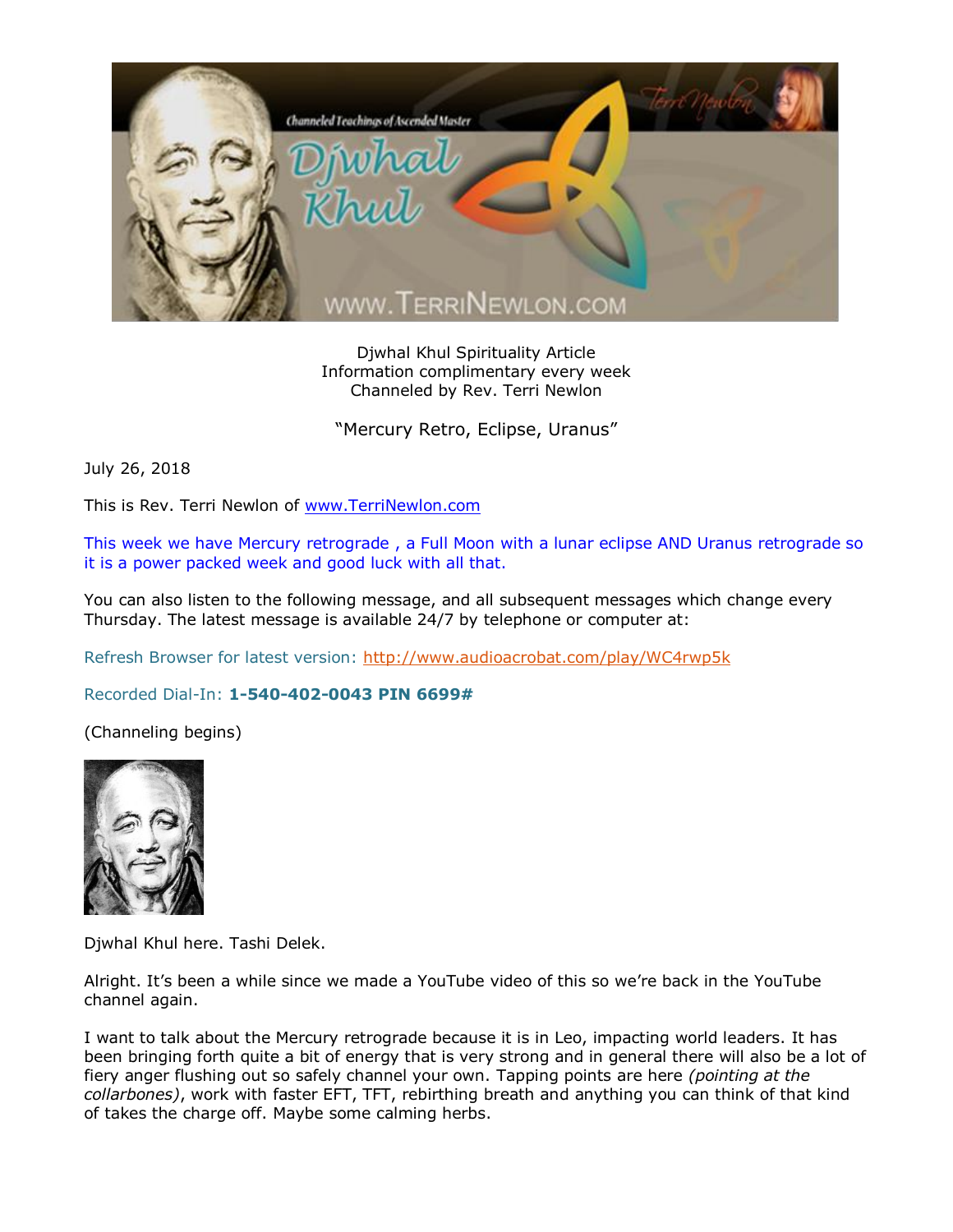Djwhal Khul Spirituality Article
Information complimentary every week
Channeled by Rev. Terri Newlon

"Mercury Retro, Eclipse, Uranus"

July 26, 2018

This is Rev. Terri Newlon of www.TerriNewlon.com

This week we have Mercury retrograde , a Full Moon with a lunar eclipse AND Uranus retrograde so it is a power packed week and good luck with all that.

You can also listen to the following message, and all subsequent messages which change every Thursday. The latest message is available 24/7 by telephone or computer at:

Refresh Browser for latest version: http://www.audioacrobat.com/play/WC4rwp5k

Recorded Dial-In: **1-540-402-0043 PIN 6699#**

(Channeling begins)

Djwhal Khul here. Tashi Delek.

Alright. It's been a while since we made a YouTube video of this so we're back in the YouTube channel again.

I want to talk about the Mercury retrograde because it is in Leo, impacting world leaders. It has been bringing forth quite a bit of energy that is very strong and in general there will also be a lot of fiery anger flushing out so safely channel your own. Tapping points are here *(pointing at the collarbones)*, work with faster EFT, TFT, rebirthing breath and anything you can think of that kind of takes the charge off. Maybe some calming herbs.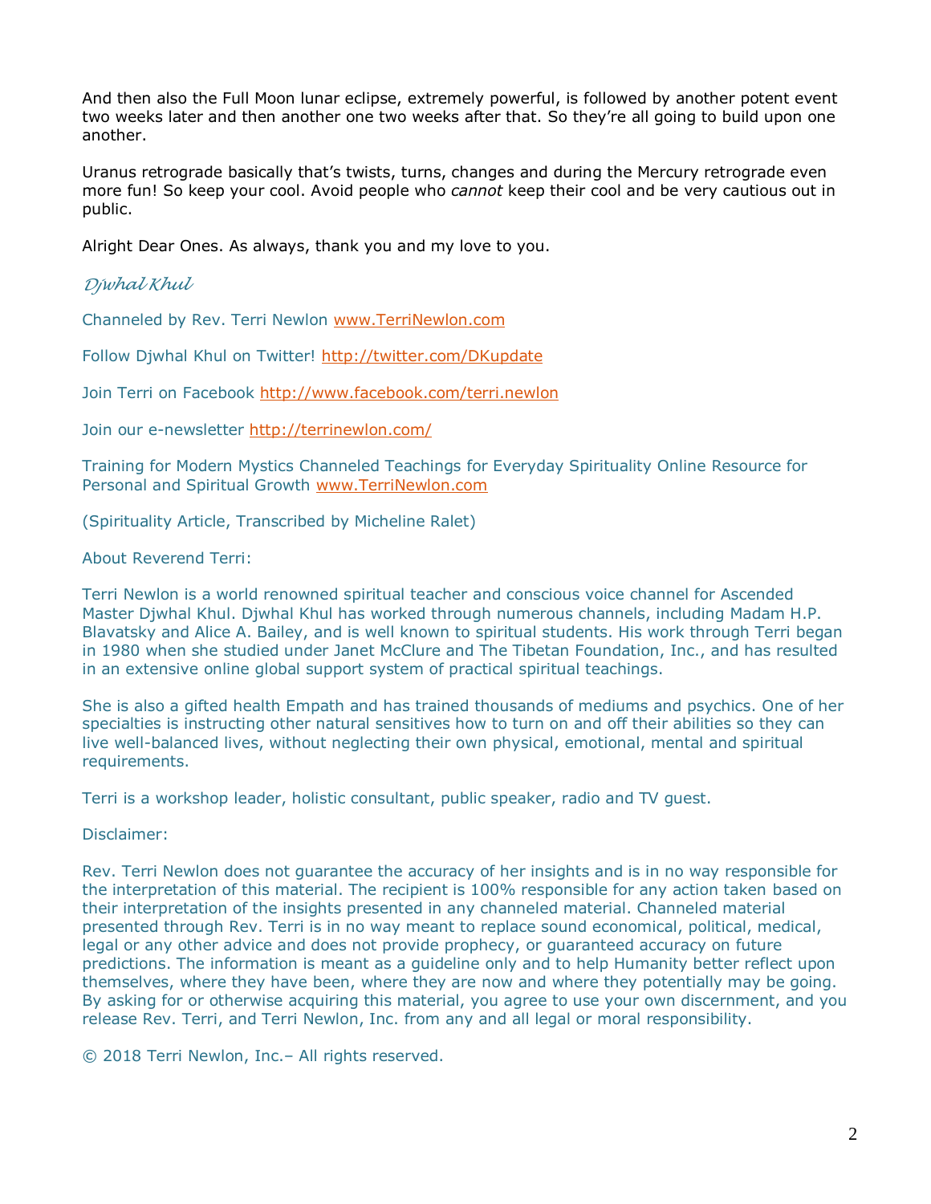And then also the Full Moon lunar eclipse, extremely powerful, is followed by another potent event two weeks later and then another one two weeks after that. So they're all going to build upon one another.

Uranus retrograde basically that's twists, turns, changes and during the Mercury retrograde even more fun! So keep your cool. Avoid people who *cannot* keep their cool and be very cautious out in public.

Alright Dear Ones. As always, thank you and my love to you.

*Djwhal Khul*

Channeled by Rev. Terri Newlon www.TerriNewlon.com

Follow Djwhal Khul on Twitter! http://twitter.com/DKupdate

Join Terri on Facebook http://www.facebook.com/terri.newlon

Join our e-newsletter http://terrinewlon.com/

Training for Modern Mystics Channeled Teachings for Everyday Spirituality Online Resource for Personal and Spiritual Growth www.TerriNewlon.com

(Spirituality Article, Transcribed by Micheline Ralet)

About Reverend Terri:

Terri Newlon is a world renowned spiritual teacher and conscious voice channel for Ascended Master Djwhal Khul. Djwhal Khul has worked through numerous channels, including Madam H.P. Blavatsky and Alice A. Bailey, and is well known to spiritual students. His work through Terri began in 1980 when she studied under Janet McClure and The Tibetan Foundation, Inc., and has resulted in an extensive online global support system of practical spiritual teachings.

She is also a gifted health Empath and has trained thousands of mediums and psychics. One of her specialties is instructing other natural sensitives how to turn on and off their abilities so they can live well-balanced lives, without neglecting their own physical, emotional, mental and spiritual requirements.

Terri is a workshop leader, holistic consultant, public speaker, radio and TV guest.

Disclaimer:

Rev. Terri Newlon does not guarantee the accuracy of her insights and is in no way responsible for the interpretation of this material. The recipient is 100% responsible for any action taken based on their interpretation of the insights presented in any channeled material. Channeled material presented through Rev. Terri is in no way meant to replace sound economical, political, medical, legal or any other advice and does not provide prophecy, or guaranteed accuracy on future predictions. The information is meant as a guideline only and to help Humanity better reflect upon themselves, where they have been, where they are now and where they potentially may be going. By asking for or otherwise acquiring this material, you agree to use your own discernment, and you release Rev. Terri, and Terri Newlon, Inc. from any and all legal or moral responsibility.

© 2018 Terri Newlon, Inc.– All rights reserved.